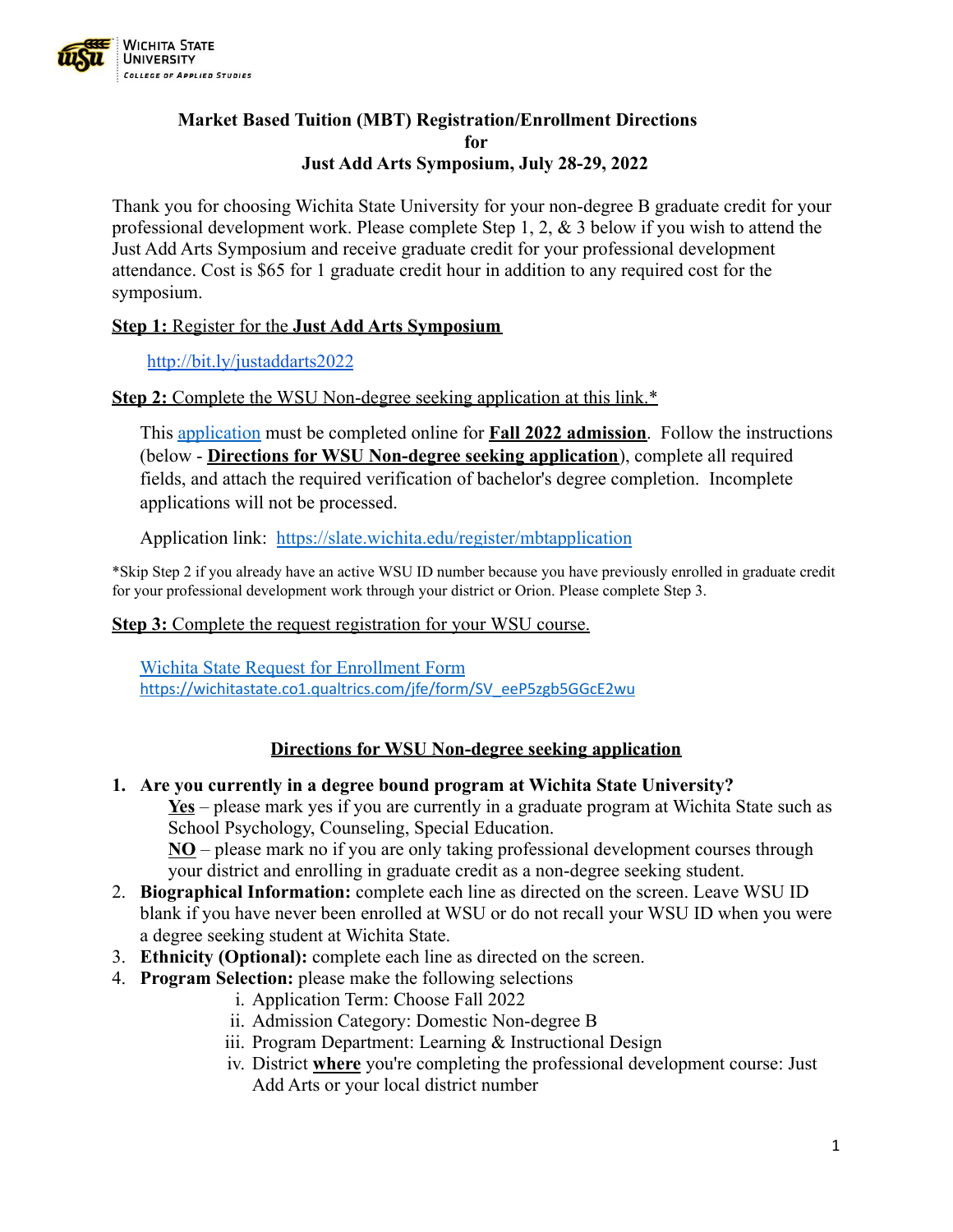Wichita State University
College of Applied Studies

# Market Based Tuition (MBT) Registration/Enrollment Directions for Just Add Arts Symposium, July 28-29, 2022

Thank you for choosing Wichita State University for your non-degree B graduate credit for your professional development work. Please complete Step 1, 2, & 3 below if you wish to attend the Just Add Arts Symposium and receive graduate credit for your professional development attendance. Cost is $65 for 1 graduate credit hour in addition to any required cost for the symposium.

**Step 1:** Register for the **Just Add Arts Symposium**

http://bit.ly/justaddarts2022

**Step 2:** Complete the WSU Non-degree seeking application at this link.*

This application must be completed online for **Fall 2022 admission**. Follow the instructions (below - **Directions for WSU Non-degree seeking application**), complete all required fields, and attach the required verification of bachelor's degree completion. Incomplete applications will not be processed.

Application link: https://slate.wichita.edu/register/mbtapplication

*Skip Step 2 if you already have an active WSU ID number because you have previously enrolled in graduate credit for your professional development work through your district or Orion. Please complete Step 3.

**Step 3:** Complete the request registration for your WSU course.

Wichita State Request for Enrollment Form
https://wichitastate.co1.qualtrics.com/jfe/form/SV_eeP5zgb5GGcE2wu

## Directions for WSU Non-degree seeking application

1. **Are you currently in a degree bound program at Wichita State University?**
   **Yes** – please mark yes if you are currently in a graduate program at Wichita State such as School Psychology, Counseling, Special Education.
   **NO** – please mark no if you are only taking professional development courses through your district and enrolling in graduate credit as a non-degree seeking student.
2. **Biographical Information:** complete each line as directed on the screen. Leave WSU ID blank if you have never been enrolled at WSU or do not recall your WSU ID when you were a degree seeking student at Wichita State.
3. **Ethnicity (Optional):** complete each line as directed on the screen.
4. **Program Selection:** please make the following selections
   i. Application Term: Choose Fall 2022
   ii. Admission Category: Domestic Non-degree B
   iii. Program Department: Learning & Instructional Design
   iv. District **where** you're completing the professional development course: Just Add Arts or your local district number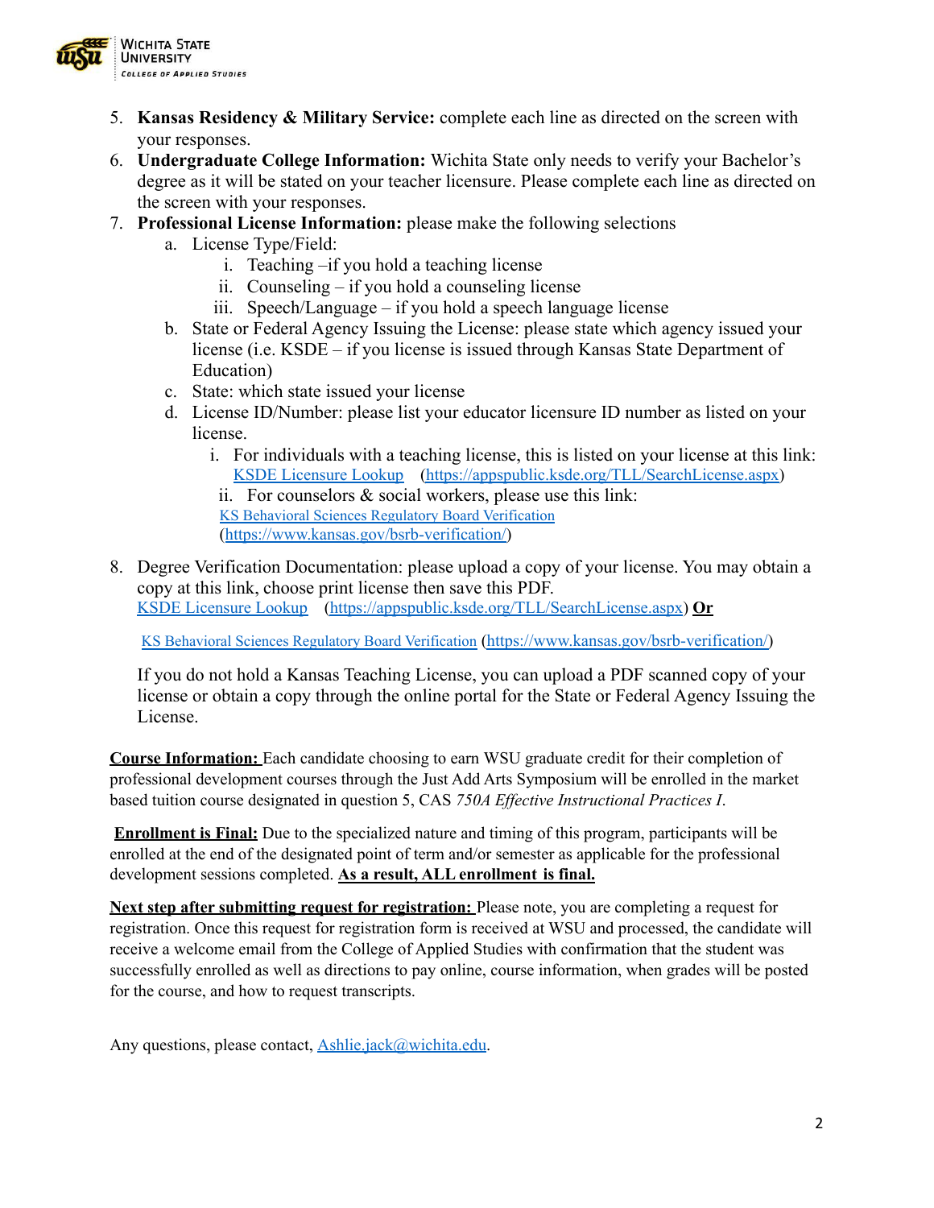5. **Kansas Residency & Military Service:** complete each line as directed on the screen with your responses.
6. **Undergraduate College Information:** Wichita State only needs to verify your Bachelor's degree as it will be stated on your teacher licensure. Please complete each line as directed on the screen with your responses.
7. **Professional License Information:** please make the following selections
    a. License Type/Field:
        i. Teaching –if you hold a teaching license
        ii. Counseling – if you hold a counseling license
        iii. Speech/Language – if you hold a speech language license
    b. State or Federal Agency Issuing the License: please state which agency issued your license (i.e. KSDE – if you license is issued through Kansas State Department of Education)
    c. State: which state issued your license
    d. License ID/Number: please list your educator licensure ID number as listed on your license.
        i. For individuals with a teaching license, this is listed on your license at this link: [KSDE Licensure Lookup](https://appspublic.ksde.org/TLL/SearchLicense.aspx) (https://appspublic.ksde.org/TLL/SearchLicense.aspx)
        ii. For counselors & social workers, please use this link: [KS Behavioral Sciences Regulatory Board Verification](https://www.kansas.gov/bsrb-verification/) (https://www.kansas.gov/bsrb-verification/)
8. Degree Verification Documentation: please upload a copy of your license. You may obtain a copy at this link, choose print license then save this PDF. [KSDE Licensure Lookup](https://appspublic.ksde.org/TLL/SearchLicense.aspx) (https://appspublic.ksde.org/TLL/SearchLicense.aspx) **Or**

    [KS Behavioral Sciences Regulatory Board Verification](https://www.kansas.gov/bsrb-verification/) (https://www.kansas.gov/bsrb-verification/)

    If you do not hold a Kansas Teaching License, you can upload a PDF scanned copy of your license or obtain a copy through the online portal for the State or Federal Agency Issuing the License.

**Course Information:** Each candidate choosing to earn WSU graduate credit for their completion of professional development courses through the Just Add Arts Symposium will be enrolled in the market based tuition course designated in question 5, CAS *750A Effective Instructional Practices I*.

**Enrollment is Final:** Due to the specialized nature and timing of this program, participants will be enrolled at the end of the designated point of term and/or semester as applicable for the professional development sessions completed. **As a result, ALL enrollment is final.**

**Next step after submitting request for registration:** Please note, you are completing a request for registration. Once this request for registration form is received at WSU and processed, the candidate will receive a welcome email from the College of Applied Studies with confirmation that the student was successfully enrolled as well as directions to pay online, course information, when grades will be posted for the course, and how to request transcripts.

Any questions, please contact, [Ashlie.jack@wichita.edu](mailto:Ashlie.jack@wichita.edu).